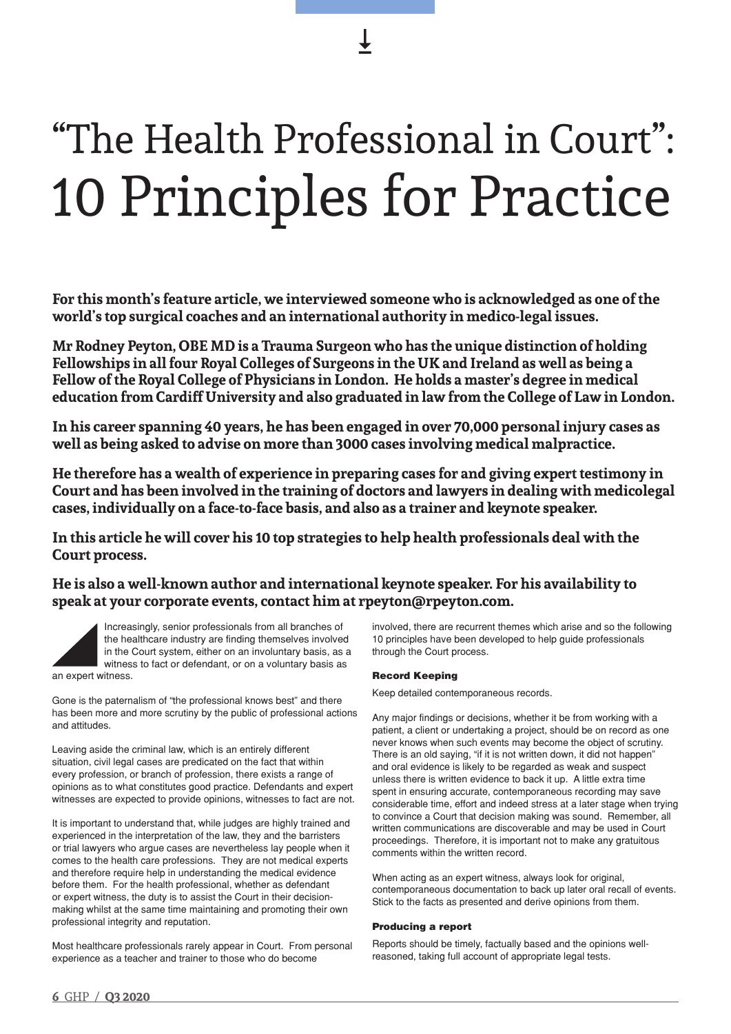# "The Health Professional in Court": 10 Principles for Practice

**For this month's feature article, we interviewed someone who is acknowledged as one of the world's top surgical coaches and an international authority in medico-legal issues.**

**Mr Rodney Peyton, OBE MD is a Trauma Surgeon who has the unique distinction of holding Fellowships in all four Royal Colleges of Surgeons in the UK and Ireland as well as being a Fellow of the Royal College of Physicians in London. He holds a master's degree in medical education from Cardiff University and also graduated in law from the College of Law in London.**

**In his career spanning 40 years, he has been engaged in over 70,000 personal injury cases as well as being asked to advise on more than 3000 cases involving medical malpractice.**

**He therefore has a wealth of experience in preparing cases for and giving expert testimony in Court and has been involved in the training of doctors and lawyers in dealing with medicolegal cases, individually on a face-to-face basis, and also as a trainer and keynote speaker.**

**In this article he will cover his 10 top strategies to help health professionals deal with the Court process.**

**He is also a well-known author and international keynote speaker. For his availability to speak at your corporate events, contact him at rpeyton@rpeyton.com.**

Increasingly, senior professionals from all branches of the healthcare industry are finding themselves involved in the Court system, either on an involuntary basis, as a witness to fact or defendant, or on a voluntary basis as an expert witness.

Gone is the paternalism of "the professional knows best" and there has been more and more scrutiny by the public of professional actions and attitudes.

Leaving aside the criminal law, which is an entirely different situation, civil legal cases are predicated on the fact that within every profession, or branch of profession, there exists a range of opinions as to what constitutes good practice. Defendants and expert witnesses are expected to provide opinions, witnesses to fact are not.

It is important to understand that, while judges are highly trained and experienced in the interpretation of the law, they and the barristers or trial lawyers who argue cases are nevertheless lay people when it comes to the health care professions. They are not medical experts and therefore require help in understanding the medical evidence before them. For the health professional, whether as defendant or expert witness, the duty is to assist the Court in their decision-making whilst at the same time maintaining and promoting their own professional integrity and reputation.

Most healthcare professionals rarely appear in Court. From personal experience as a teacher and trainer to those who do become involved, there are recurrent themes which arise and so the following 10 principles have been developed to help guide professionals through the Court process.

#### Record Keeping

Keep detailed contemporaneous records.

Any major findings or decisions, whether it be from working with a patient, a client or undertaking a project, should be on record as one never knows when such events may become the object of scrutiny. There is an old saying, "if it is not written down, it did not happen" and oral evidence is likely to be regarded as weak and suspect unless there is written evidence to back it up. A little extra time spent in ensuring accurate, contemporaneous recording may save considerable time, effort and indeed stress at a later stage when trying to convince a Court that decision making was sound. Remember, all written communications are discoverable and may be used in Court proceedings. Therefore, it is important not to make any gratuitous comments within the written record.

When acting as an expert witness, always look for original, contemporaneous documentation to back up later oral recall of events. Stick to the facts as presented and derive opinions from them.

#### Producing a report

Reports should be timely, factually based and the opinions well-reasoned, taking full account of appropriate legal tests.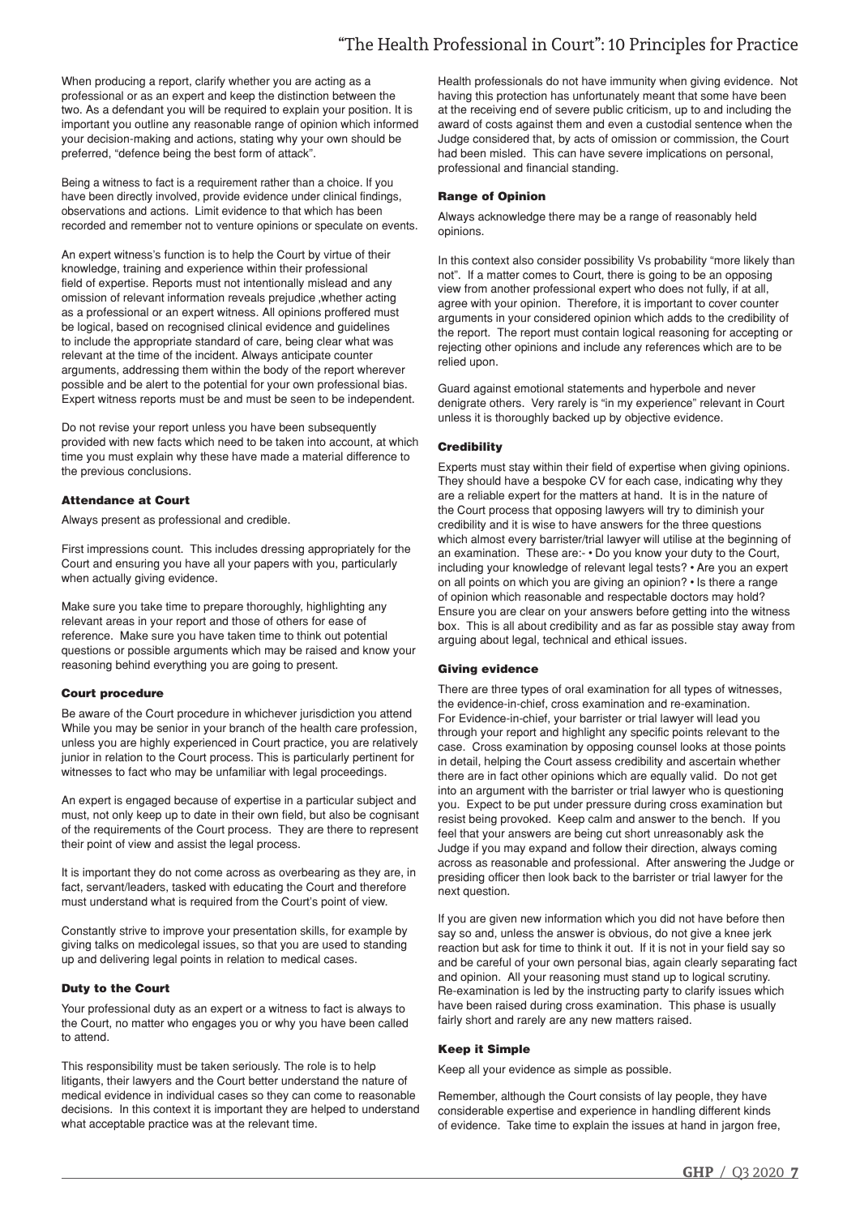When producing a report, clarify whether you are acting as a professional or as an expert and keep the distinction between the two. As a defendant you will be required to explain your position. It is important you outline any reasonable range of opinion which informed your decision-making and actions, stating why your own should be preferred, "defence being the best form of attack".

Being a witness to fact is a requirement rather than a choice. If you have been directly involved, provide evidence under clinical findings, observations and actions. Limit evidence to that which has been recorded and remember not to venture opinions or speculate on events.

An expert witness's function is to help the Court by virtue of their knowledge, training and experience within their professional field of expertise. Reports must not intentionally mislead and any omission of relevant information reveals prejudice ,whether acting as a professional or an expert witness. All opinions proffered must be logical, based on recognised clinical evidence and guidelines to include the appropriate standard of care, being clear what was relevant at the time of the incident. Always anticipate counter arguments, addressing them within the body of the report wherever possible and be alert to the potential for your own professional bias. Expert witness reports must be and must be seen to be independent.

Do not revise your report unless you have been subsequently provided with new facts which need to be taken into account, at which time you must explain why these have made a material difference to the previous conclusions.

#### Attendance at Court

Always present as professional and credible.

First impressions count. This includes dressing appropriately for the Court and ensuring you have all your papers with you, particularly when actually giving evidence.

Make sure you take time to prepare thoroughly, highlighting any relevant areas in your report and those of others for ease of reference. Make sure you have taken time to think out potential questions or possible arguments which may be raised and know your reasoning behind everything you are going to present.

#### Court procedure

Be aware of the Court procedure in whichever jurisdiction you attend While you may be senior in your branch of the health care profession, unless you are highly experienced in Court practice, you are relatively junior in relation to the Court process. This is particularly pertinent for witnesses to fact who may be unfamiliar with legal proceedings.

An expert is engaged because of expertise in a particular subject and must, not only keep up to date in their own field, but also be cognisant of the requirements of the Court process. They are there to represent their point of view and assist the legal process.

It is important they do not come across as overbearing as they are, in fact, servant/leaders, tasked with educating the Court and therefore must understand what is required from the Court's point of view.

Constantly strive to improve your presentation skills, for example by giving talks on medicolegal issues, so that you are used to standing up and delivering legal points in relation to medical cases.

#### Duty to the Court

Your professional duty as an expert or a witness to fact is always to the Court, no matter who engages you or why you have been called to attend.

This responsibility must be taken seriously. The role is to help litigants, their lawyers and the Court better understand the nature of medical evidence in individual cases so they can come to reasonable decisions. In this context it is important they are helped to understand what acceptable practice was at the relevant time.

Health professionals do not have immunity when giving evidence. Not having this protection has unfortunately meant that some have been at the receiving end of severe public criticism, up to and including the award of costs against them and even a custodial sentence when the Judge considered that, by acts of omission or commission, the Court had been misled. This can have severe implications on personal, professional and financial standing.

#### Range of Opinion

Always acknowledge there may be a range of reasonably held opinions.

In this context also consider possibility Vs probability "more likely than not". If a matter comes to Court, there is going to be an opposing view from another professional expert who does not fully, if at all, agree with your opinion. Therefore, it is important to cover counter arguments in your considered opinion which adds to the credibility of the report. The report must contain logical reasoning for accepting or rejecting other opinions and include any references which are to be relied upon.

Guard against emotional statements and hyperbole and never denigrate others. Very rarely is "in my experience" relevant in Court unless it is thoroughly backed up by objective evidence.

#### Credibility

Experts must stay within their field of expertise when giving opinions. They should have a bespoke CV for each case, indicating why they are a reliable expert for the matters at hand. It is in the nature of the Court process that opposing lawyers will try to diminish your credibility and it is wise to have answers for the three questions which almost every barrister/trial lawyer will utilise at the beginning of an examination. These are:- • Do you know your duty to the Court, including your knowledge of relevant legal tests? • Are you an expert on all points on which you are giving an opinion? • Is there a range of opinion which reasonable and respectable doctors may hold? Ensure you are clear on your answers before getting into the witness box. This is all about credibility and as far as possible stay away from arguing about legal, technical and ethical issues.

#### Giving evidence

There are three types of oral examination for all types of witnesses, the evidence-in-chief, cross examination and re-examination. For Evidence-in-chief, your barrister or trial lawyer will lead you through your report and highlight any specific points relevant to the case. Cross examination by opposing counsel looks at those points in detail, helping the Court assess credibility and ascertain whether there are in fact other opinions which are equally valid. Do not get into an argument with the barrister or trial lawyer who is questioning you. Expect to be put under pressure during cross examination but resist being provoked. Keep calm and answer to the bench. If you feel that your answers are being cut short unreasonably ask the Judge if you may expand and follow their direction, always coming across as reasonable and professional. After answering the Judge or presiding officer then look back to the barrister or trial lawyer for the next question.

If you are given new information which you did not have before then say so and, unless the answer is obvious, do not give a knee jerk reaction but ask for time to think it out. If it is not in your field say so and be careful of your own personal bias, again clearly separating fact and opinion. All your reasoning must stand up to logical scrutiny. Re-examination is led by the instructing party to clarify issues which have been raised during cross examination. This phase is usually fairly short and rarely are any new matters raised.

#### Keep it Simple

Keep all your evidence as simple as possible.

Remember, although the Court consists of lay people, they have considerable expertise and experience in handling different kinds of evidence. Take time to explain the issues at hand in jargon free,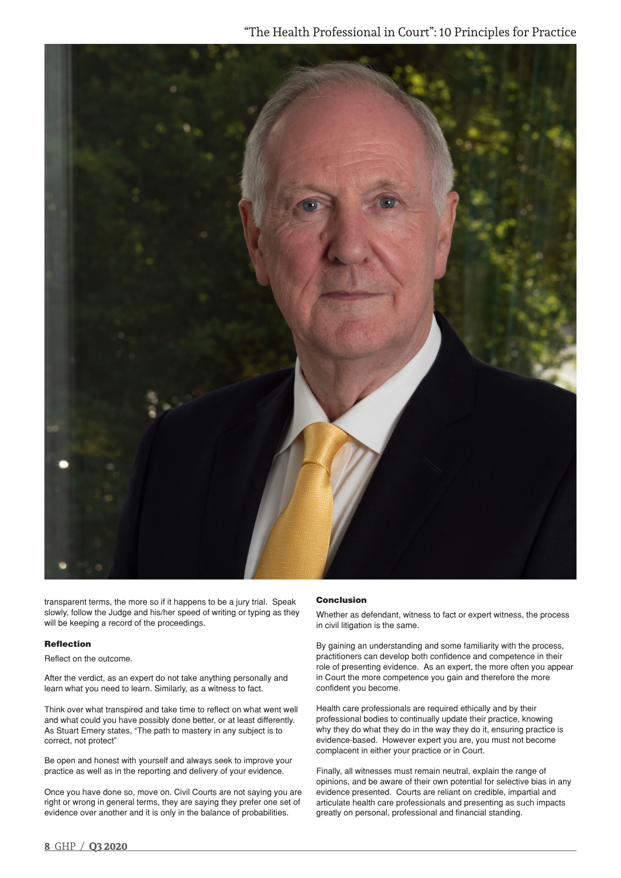transparent terms, the more so if it happens to be a jury trial. Speak slowly, follow the Judge and his/her speed of writing or typing as they will be keeping a record of the proceedings.

### Reflection

Reflect on the outcome.

After the verdict, as an expert do not take anything personally and learn what you need to learn. Similarly, as a witness to fact.

Think over what transpired and take time to reflect on what went well and what could you have possibly done better, or at least differently. As Stuart Emery states, "The path to mastery in any subject is to correct, not protect"

Be open and honest with yourself and always seek to improve your practice as well as in the reporting and delivery of your evidence.

Once you have done so, move on. Civil Courts are not saying you are right or wrong in general terms, they are saying they prefer one set of evidence over another and it is only in the balance of probabilities.

### Conclusion

Whether as defendant, witness to fact or expert witness, the process in civil litigation is the same.

By gaining an understanding and some familiarity with the process, practitioners can develop both confidence and competence in their role of presenting evidence. As an expert, the more often you appear in Court the more competence you gain and therefore the more confident you become.

Health care professionals are required ethically and by their professional bodies to continually update their practice, knowing why they do what they do in the way they do it, ensuring practice is evidence-based. However expert you are, you must not become complacent in either your practice or in Court.

Finally, all witnesses must remain neutral, explain the range of opinions, and be aware of their own potential for selective bias in any evidence presented. Courts are reliant on credible, impartial and articulate health care professionals and presenting as such impacts greatly on personal, professional and financial standing.